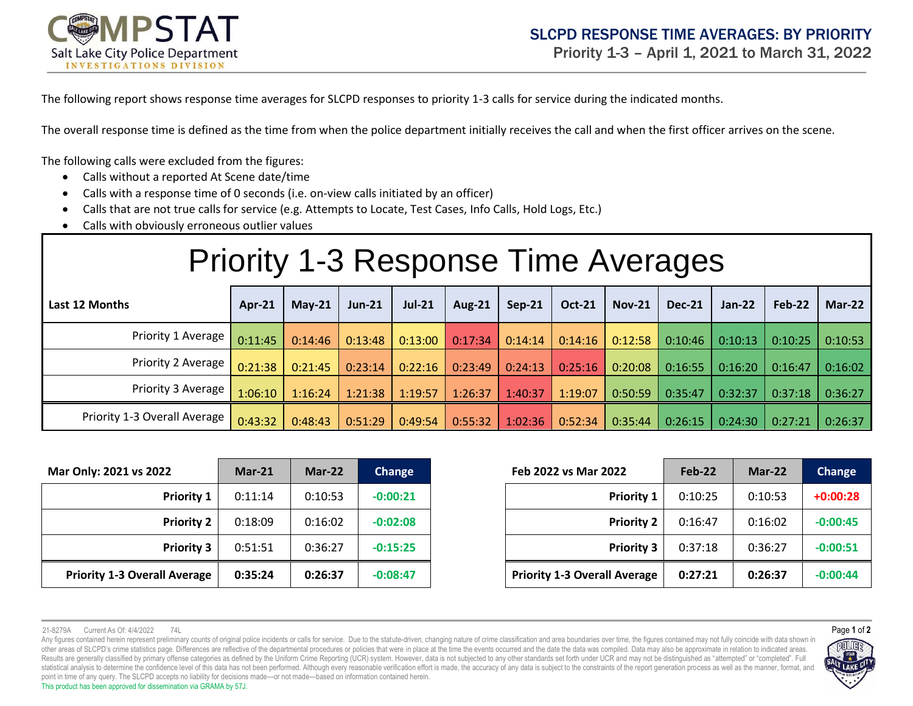# COMPSTAT

Salt Lake City Police Department
INVESTIGATIONS DIVISION

## SLCPD RESPONSE TIME AVERAGES: BY PRIORITY

### Priority 1-3 – April 1, 2021 to March 31, 2022

The following report shows response time averages for SLCPD responses to priority 1-3 calls for service during the indicated months.

The overall response time is defined as the time from when the police department initially receives the call and when the first officer arrives on the scene.

The following calls were excluded from the figures:

- Calls without a reported At Scene date/time
- Calls with a response time of 0 seconds (i.e. on-view calls initiated by an officer)
- Calls that are not true calls for service (e.g. Attempts to Locate, Test Cases, Info Calls, Hold Logs, Etc.)
- Calls with obviously erroneous outlier values

## Priority 1-3 Response Time Averages

| Last 12 Months | Apr-21 | May-21 | Jun-21 | Jul-21 | Aug-21 | Sep-21 | Oct-21 | Nov-21 | Dec-21 | Jan-22 | Feb-22 | Mar-22 |
|---|---|---|---|---|---|---|---|---|---|---|---|---|
| Priority 1 Average | 0:11:45 | 0:14:46 | 0:13:48 | 0:13:00 | 0:17:34 | 0:14:14 | 0:14:16 | 0:12:58 | 0:10:46 | 0:10:13 | 0:10:25 | 0:10:53 |
| Priority 2 Average | 0:21:38 | 0:21:45 | 0:23:14 | 0:22:16 | 0:23:49 | 0:24:13 | 0:25:16 | 0:20:08 | 0:16:55 | 0:16:20 | 0:16:47 | 0:16:02 |
| Priority 3 Average | 1:06:10 | 1:16:24 | 1:21:38 | 1:19:57 | 1:26:37 | 1:40:37 | 1:19:07 | 0:50:59 | 0:35:47 | 0:32:37 | 0:37:18 | 0:36:27 |
| Priority 1-3 Overall Average | 0:43:32 | 0:48:43 | 0:51:29 | 0:49:54 | 0:55:32 | 1:02:36 | 0:52:34 | 0:35:44 | 0:26:15 | 0:24:30 | 0:27:21 | 0:26:37 |

| Mar Only: 2021 vs 2022 | Mar-21 | Mar-22 | Change |
|---|---|---|---|
| **Priority 1** | 0:11:14 | 0:10:53 | -0:00:21 |
| **Priority 2** | 0:18:09 | 0:16:02 | -0:02:08 |
| **Priority 3** | 0:51:51 | 0:36:27 | -0:15:25 |
| **Priority 1-3 Overall Average** | **0:35:24** | **0:26:37** | **-0:08:47** |

| Feb 2022 vs Mar 2022 | Feb-22 | Mar-22 | Change |
|---|---|---|---|
| **Priority 1** | 0:10:25 | 0:10:53 | +0:00:28 |
| **Priority 2** | 0:16:47 | 0:16:02 | -0:00:45 |
| **Priority 3** | 0:37:18 | 0:36:27 | -0:00:51 |
| **Priority 1-3 Overall Average** | **0:27:21** | **0:26:37** | **-0:00:44** |

21-8279A Current As Of: 4/4/2022 74L

Any figures contained herein represent preliminary counts of original police incidents or calls for service. Due to the statute-driven, changing nature of crime classification and area boundaries over time, the figures contained may not fully coincide with data shown in other areas of SLCPD's crime statistics page. Differences are reflective of the departmental procedures or policies that were in place at the time the events occurred and the date the data was compiled. Data may also be approximate in relation to indicated areas. Results are generally classified by primary offense categories as defined by the Uniform Crime Reporting (UCR) system. However, data is not subjected to any other standards set forth under UCR and may not be distinguished as "attempted" or "completed". Full statistical analysis to determine the confidence level of this data has not been performed. Although every reasonable verification effort is made, the accuracy of any data is subject to the constraints of the report generation process as well as the manner, format, and point in time of any query. The SLCPD accepts no liability for decisions made—or not made—based on information contained herein.

This product has been approved for dissemination via GRAMA by 57J.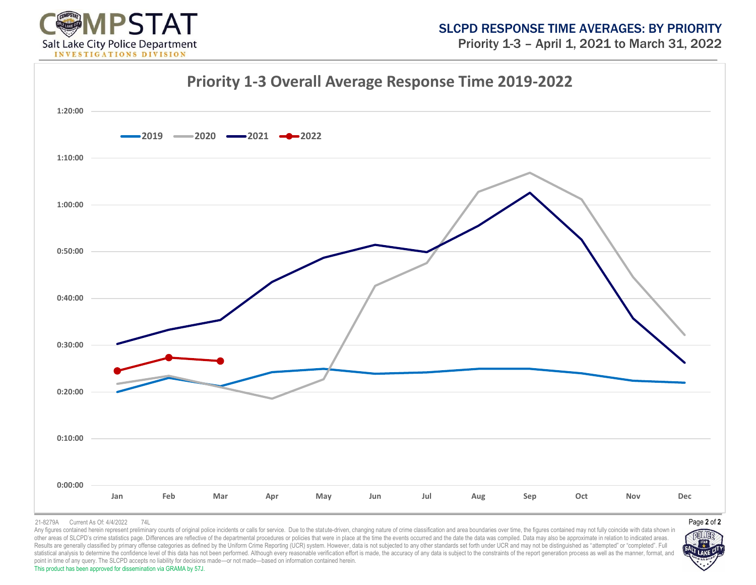COMPSTAT
Salt Lake City Police Department
INVESTIGATIONS DIVISION

# SLCPD RESPONSE TIME AVERAGES: BY PRIORITY

## Priority 1-3 – April 1, 2021 to March 31, 2022

### Priority 1-3 Overall Average Response Time 2019-2022

2019
2020
2021
2022

1:20:00
1:10:00
1:00:00
0:50:00
0:40:00
0:30:00
0:20:00
0:10:00
0:00:00

Jan
Feb
Mar
Apr
May
Jun
Jul
Aug
Sep
Oct
Nov
Dec

21-8279A Current As Of: 4/4/2022 74L

Any figures contained herein represent preliminary counts of original police incidents or calls for service. Due to the statute-driven, changing nature of crime classification and area boundaries over time, the figures contained may not fully coincide with data shown in other areas of SLCPD's crime statistics page. Differences are reflective of the departmental procedures or policies that were in place at the time the events occurred and the date the data was compiled. Data may also be approximate in relation to indicated areas. Results are generally classified by primary offense categories as defined by the Uniform Crime Reporting (UCR) system. However, data is not subjected to any other standards set forth under UCR and may not be distinguished as "attempted" or "completed". Full statistical analysis to determine the confidence level of this data has not been performed. Although every reasonable verification effort is made, the accuracy of any data is subject to the constraints of the report generation process as well as the manner, format, and point in time of any query. The SLCPD accepts no liability for decisions made—or not made—based on information contained herein.

This product has been approved for dissemination via GRAMA by 57J.